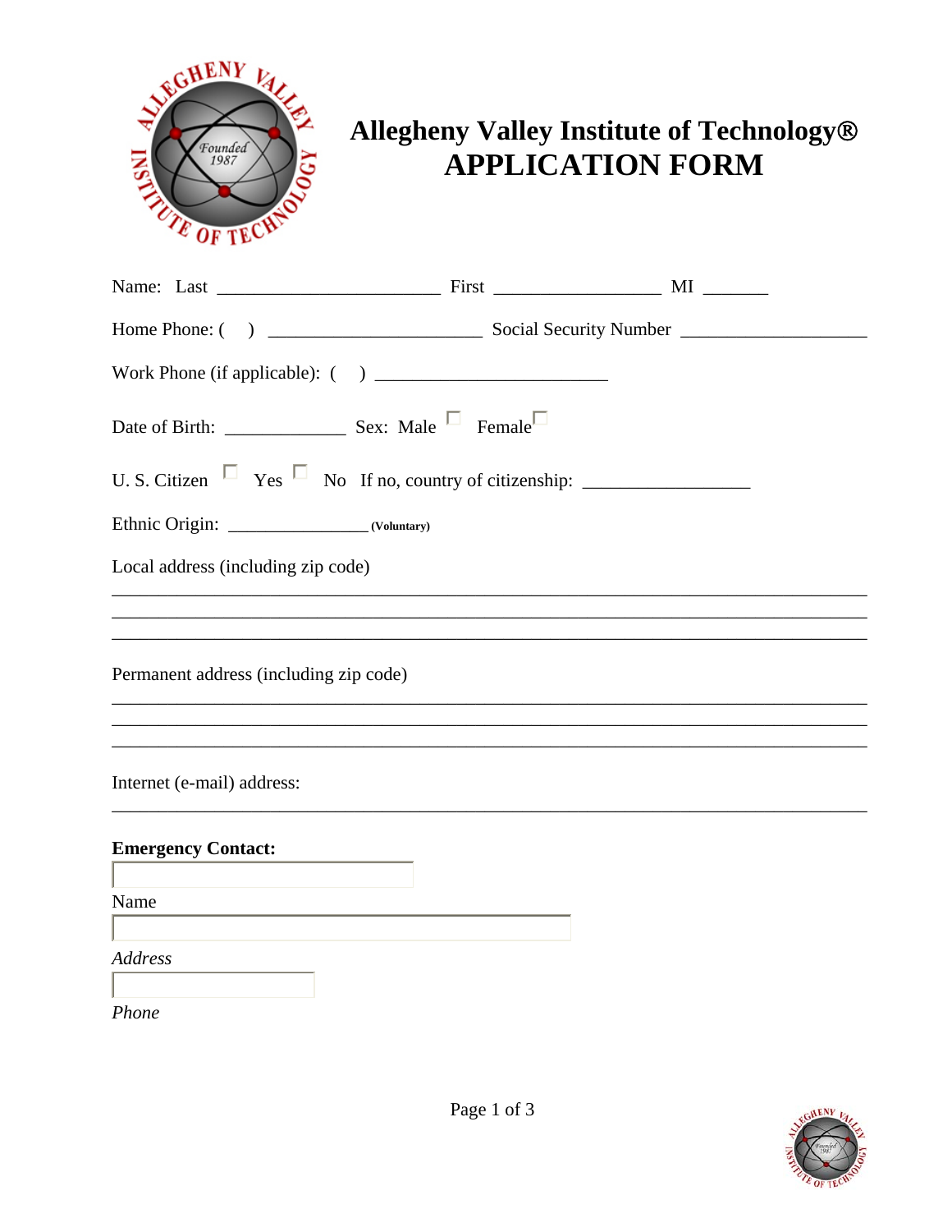# Allegheny Valley Institute of Technology®
# APPLICATION FORM

Name: Last ______________________ First _________________ MI _______

Home Phone: (   ) ______________________ Social Security Number ___________________

Work Phone (if applicable): (   ) _______________________

Date of Birth: ____________ Sex: Male ☐ Female ☐

U. S. Citizen ☐ Yes ☐ No If no, country of citizenship: _________________

Ethnic Origin: ______________ **(Voluntary)**

Local address (including zip code)

_______________________________________________________________________________

_______________________________________________________________________________

_______________________________________________________________________________

Permanent address (including zip code)

_______________________________________________________________________________

_______________________________________________________________________________

_______________________________________________________________________________

Internet (e-mail) address:

_______________________________________________________________________________

**Emergency Contact:**

Name

*Address*

*Phone*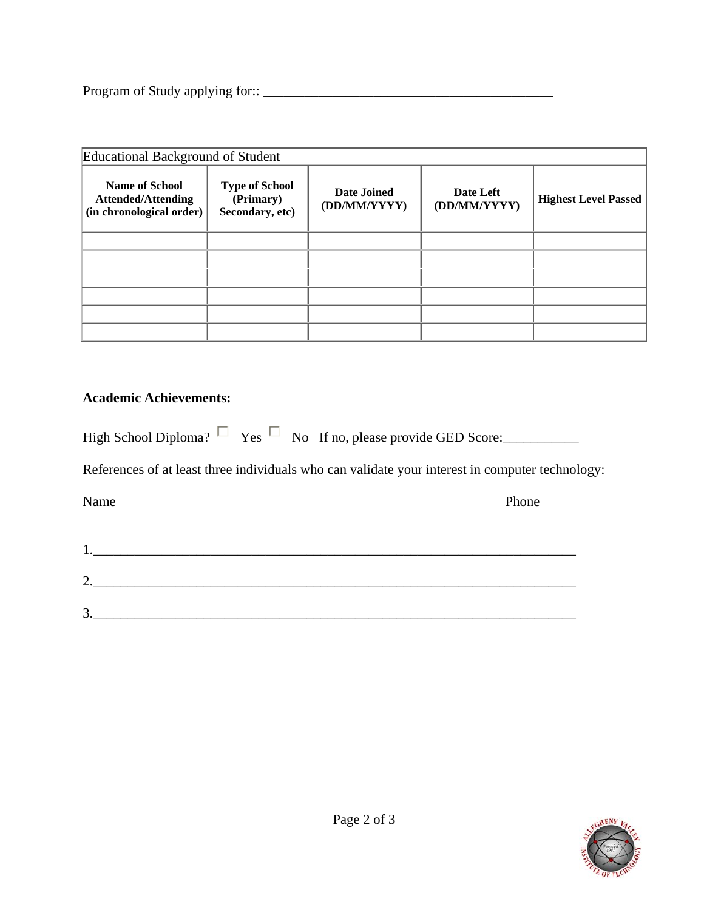Program of Study applying for:: ___________________________________________

| Educational Background of Student | | | | |
|---|---|---|---|---|
| **Name of School Attended/Attending (in chronological order)** | **Type of School (Primary) Secondary, etc)** | **Date Joined (DD/MM/YYYY)** | **Date Left (DD/MM/YYYY)** | **Highest Level Passed** |
| | | | | |
| | | | | |
| | | | | |
| | | | | |
| | | | | |
| | | | | |

**Academic Achievements:**

High School Diploma? ☐ Yes ☐ No If no, please provide GED Score:___________

References of at least three individuals who can validate your interest in computer technology:

Name Phone

1.________________________________________________________________________

2.________________________________________________________________________

3.________________________________________________________________________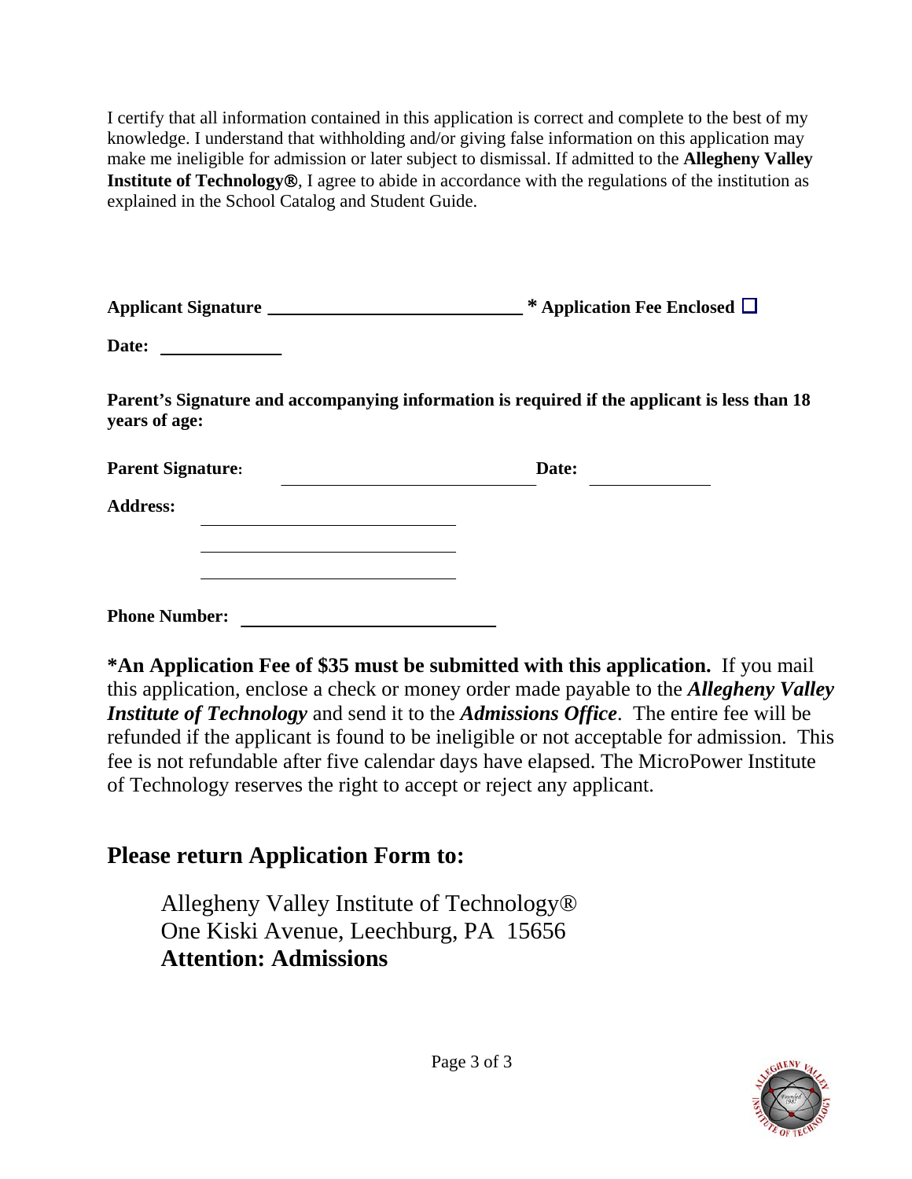I certify that all information contained in this application is correct and complete to the best of my knowledge. I understand that withholding and/or giving false information on this application may make me ineligible for admission or later subject to dismissal. If admitted to the **Allegheny Valley Institute of Technology®**, I agree to abide in accordance with the regulations of the institution as explained in the School Catalog and Student Guide.

**Applicant Signature** ____________________________ **\* Application Fee Enclosed** ☐

**Date:** _____________

**Parent's Signature and accompanying information is required if the applicant is less than 18 years of age:**

**Parent Signature:** ____________________________ **Date:** _____________

**Address:** ____________________________

____________________________

____________________________

**Phone Number:** ____________________________

**\*An Application Fee of $35 must be submitted with this application.** If you mail this application, enclose a check or money order made payable to the ***Allegheny Valley Institute of Technology*** and send it to the ***Admissions Office***. The entire fee will be refunded if the applicant is found to be ineligible or not acceptable for admission. This fee is not refundable after five calendar days have elapsed. The MicroPower Institute of Technology reserves the right to accept or reject any applicant.

## Please return Application Form to:

Allegheny Valley Institute of Technology®
One Kiski Avenue, Leechburg, PA 15656
**Attention: Admissions**